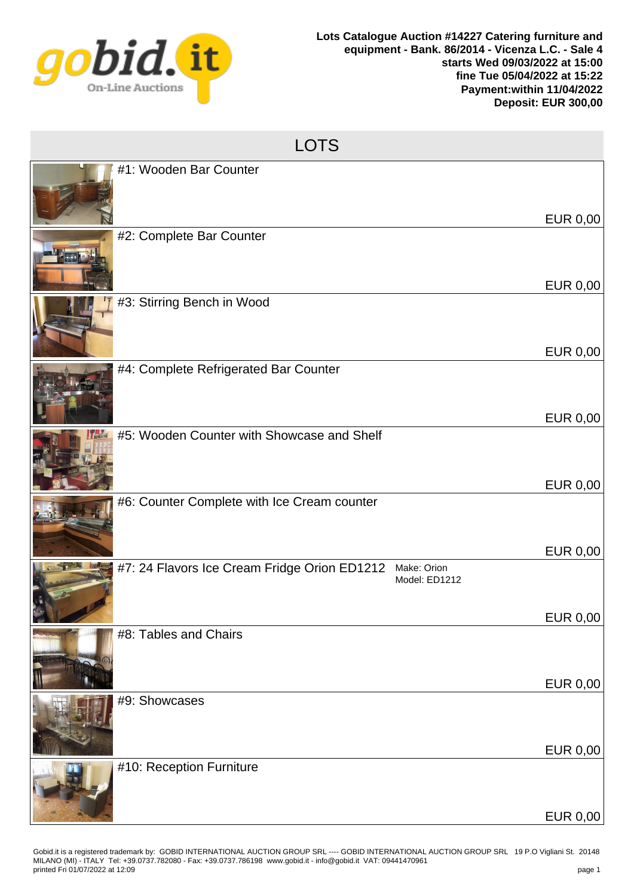**Lots Catalogue Auction #14227 Catering furniture and equipment - Bank. 86/2014 - Vicenza L.C. - Sale 4**
**starts Wed 09/03/2022 at 15:00**
**fine Tue 05/04/2022 at 15:22**
**Payment:within 11/04/2022**
**Deposit: EUR 300,00**

# LOTS

| Lot | Details | Price |
|---|---|---|
| #1: Wooden Bar Counter | | EUR 0,00 |
| #2: Complete Bar Counter | | EUR 0,00 |
| #3: Stirring Bench in Wood | | EUR 0,00 |
| #4: Complete Refrigerated Bar Counter | | EUR 0,00 |
| #5: Wooden Counter with Showcase and Shelf | | EUR 0,00 |
| #6: Counter Complete with Ice Cream counter | | EUR 0,00 |
| #7: 24 Flavors Ice Cream Fridge Orion ED1212 | Make: Orion<br>Model: ED1212 | EUR 0,00 |
| #8: Tables and Chairs | | EUR 0,00 |
| #9: Showcases | | EUR 0,00 |
| #10: Reception Furniture | | EUR 0,00 |

Gobid.it is a registered trademark by: GOBID INTERNATIONAL AUCTION GROUP SRL ---- GOBID INTERNATIONAL AUCTION GROUP SRL 19 P.O Vigliani St. 20148 MILANO (MI) - ITALY Tel: +39.0737.782080 - Fax: +39.0737.786198 www.gobid.it - info@gobid.it VAT: 09441470961
printed Fri 01/07/2022 at 12:09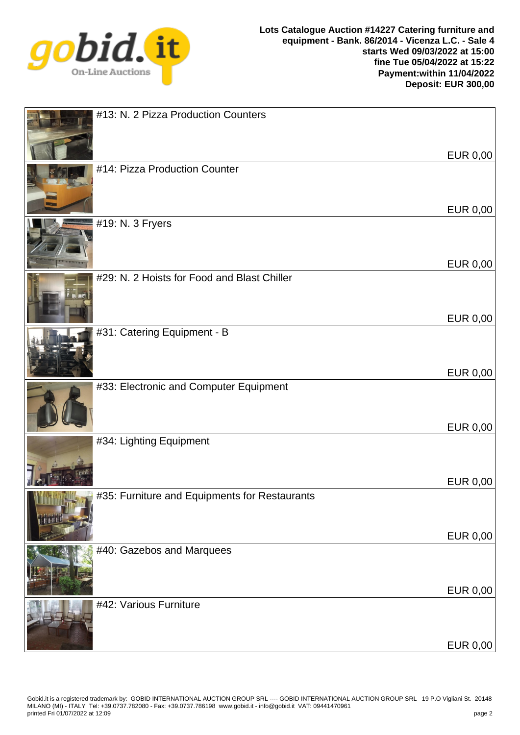**Lots Catalogue Auction #14227 Catering furniture and equipment - Bank. 86/2014 - Vicenza L.C. - Sale 4**
**starts Wed 09/03/2022 at 15:00**
**fine Tue 05/04/2022 at 15:22**
**Payment:within 11/04/2022**
**Deposit: EUR 300,00**

| Lot | Price |
| --- | --- |
| #13: N. 2 Pizza Production Counters | EUR 0,00 |
| #14: Pizza Production Counter | EUR 0,00 |
| #19: N. 3 Fryers | EUR 0,00 |
| #29: N. 2 Hoists for Food and Blast Chiller | EUR 0,00 |
| #31: Catering Equipment - B | EUR 0,00 |
| #33: Electronic and Computer Equipment | EUR 0,00 |
| #34: Lighting Equipment | EUR 0,00 |
| #35: Furniture and Equipments for Restaurants | EUR 0,00 |
| #40: Gazebos and Marquees | EUR 0,00 |
| #42: Various Furniture | EUR 0,00 |

Gobid.it is a registered trademark by: GOBID INTERNATIONAL AUCTION GROUP SRL ---- GOBID INTERNATIONAL AUCTION GROUP SRL 19 P.O Vigliani St. 20148 MILANO (MI) - ITALY Tel: +39.0737.782080 - Fax: +39.0737.786198 www.gobid.it - info@gobid.it VAT: 09441470961
printed Fri 01/07/2022 at 12:09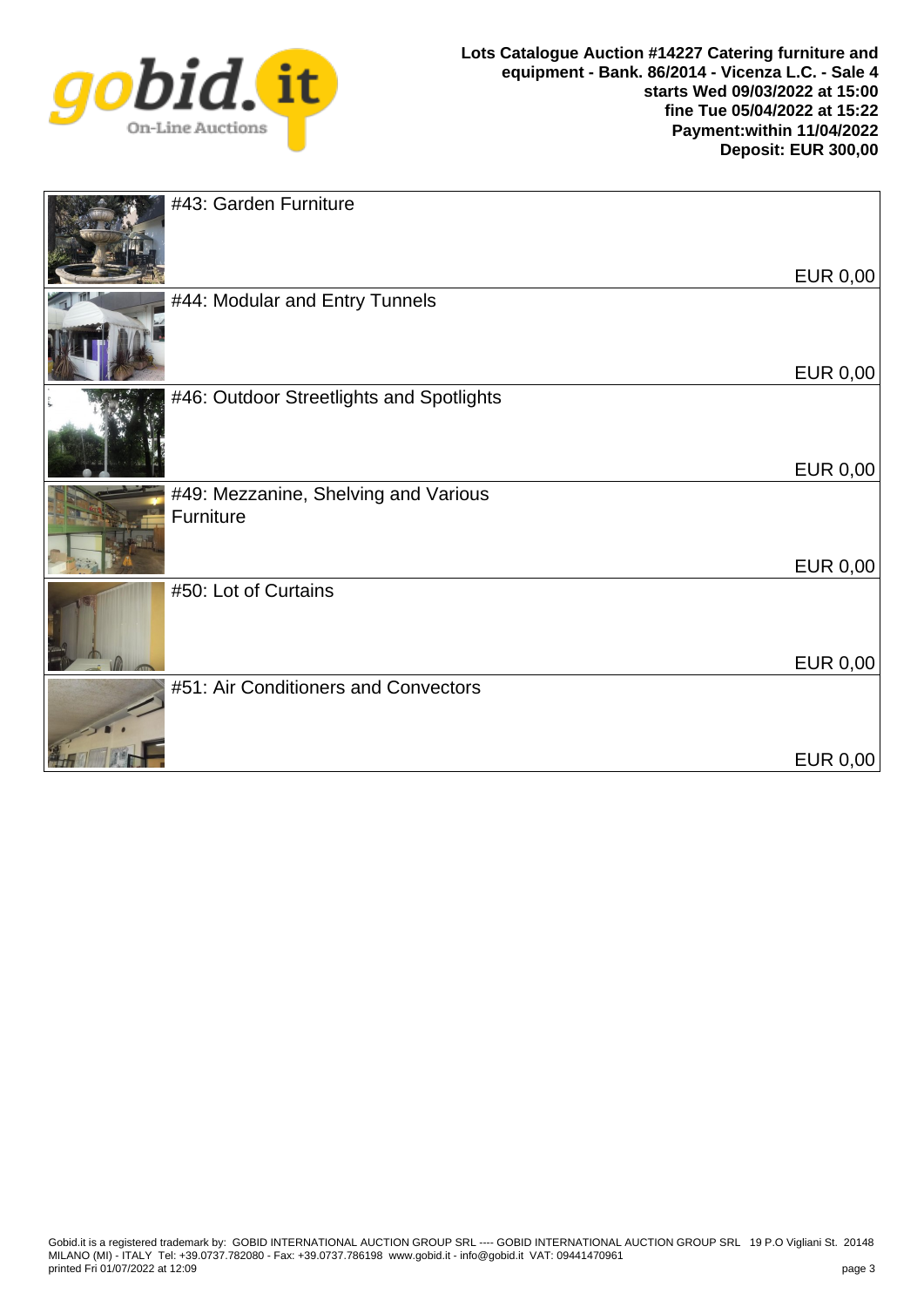**Lots Catalogue Auction #14227 Catering furniture and equipment - Bank. 86/2014 - Vicenza L.C. - Sale 4**
**starts Wed 09/03/2022 at 15:00**
**fine Tue 05/04/2022 at 15:22**
**Payment:within 11/04/2022**
**Deposit: EUR 300,00**

| | |
|---|---|
| #43: Garden Furniture | EUR 0,00 |
| #44: Modular and Entry Tunnels | EUR 0,00 |
| #46: Outdoor Streetlights and Spotlights | EUR 0,00 |
| #49: Mezzanine, Shelving and Various Furniture | EUR 0,00 |
| #50: Lot of Curtains | EUR 0,00 |
| #51: Air Conditioners and Convectors | EUR 0,00 |

Gobid.it is a registered trademark by: GOBID INTERNATIONAL AUCTION GROUP SRL ---- GOBID INTERNATIONAL AUCTION GROUP SRL 19 P.O Vigliani St. 20148 MILANO (MI) - ITALY Tel: +39.0737.782080 - Fax: +39.0737.786198 www.gobid.it - info@gobid.it VAT: 09441470961
printed Fri 01/07/2022 at 12:09